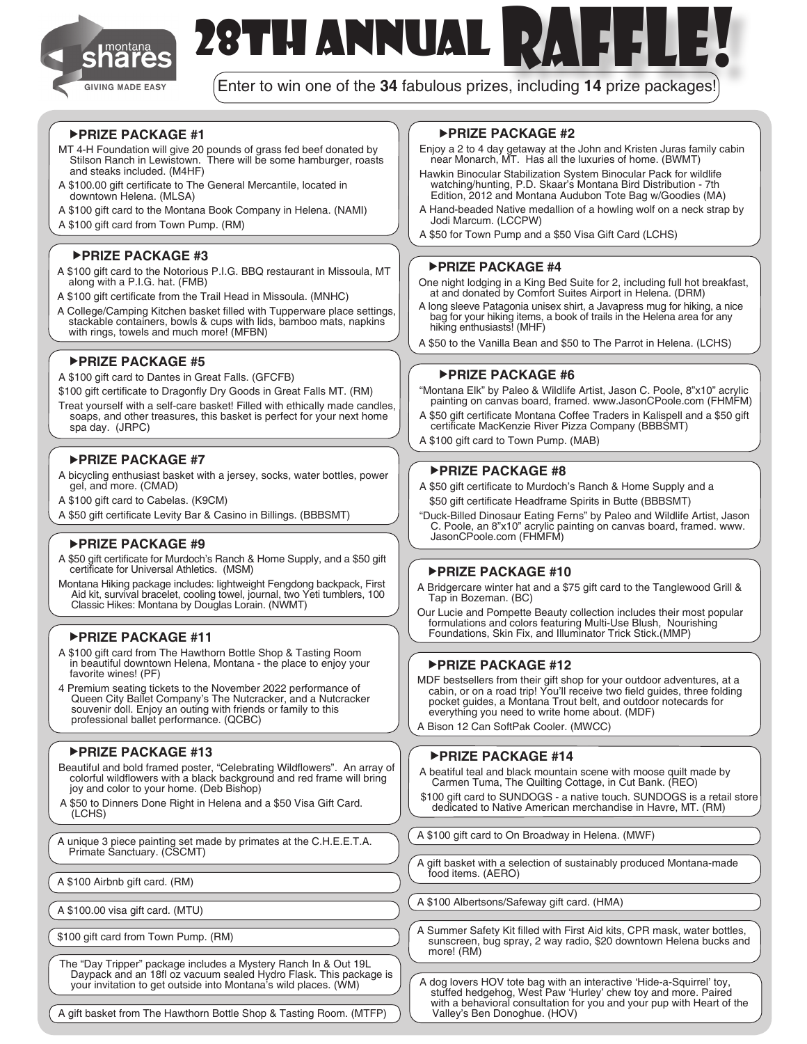montana shares — GIVING MADE EASY

# 28TH ANNUAL RAFFLE!

Enter to win one of the **34** fabulous prizes, including **14** prize packages!

### ▶PRIZE PACKAGE #1

MT 4-H Foundation will give 20 pounds of grass fed beef donated by Stilson Ranch in Lewistown. There will be some hamburger, roasts and steaks included. (M4HF)

A $100.00 gift certificate to The General Mercantile, located in downtown Helena. (MLSA)

A $100 gift card to the Montana Book Company in Helena. (NAMI)

A $100 gift card from Town Pump. (RM)

### ▶PRIZE PACKAGE #2

Enjoy a 2 to 4 day getaway at the John and Kristen Juras family cabin near Monarch, MT. Has all the luxuries of home. (BWMT)

Hawkin Binocular Stabilization System Binocular Pack for wildlife watching/hunting, P.D. Skaar's Montana Bird Distribution - 7th Edition, 2012 and Montana Audubon Tote Bag w/Goodies (MA)

A Hand-beaded Native medallion of a howling wolf on a neck strap by Jodi Marcum. (LCCPW)

A $50 for Town Pump and a $50 Visa Gift Card (LCHS)

### ▶PRIZE PACKAGE #3

A $100 gift card to the Notorious P.I.G. BBQ restaurant in Missoula, MT along with a P.I.G. hat. (FMB)

A $100 gift certificate from the Trail Head in Missoula. (MNHC)

A College/Camping Kitchen basket filled with Tupperware place settings, stackable containers, bowls & cups with lids, bamboo mats, napkins with rings, towels and much more! (MFBN)

### ▶PRIZE PACKAGE #4

One night lodging in a King Bed Suite for 2, including full hot breakfast, at and donated by Comfort Suites Airport in Helena. (DRM)

A long sleeve Patagonia unisex shirt, a Javapress mug for hiking, a nice bag for your hiking items, a book of trails in the Helena area for any hiking enthusiasts! (MHF)

A $50 to the Vanilla Bean and $50 to The Parrot in Helena. (LCHS)

### ▶PRIZE PACKAGE #5

A $100 gift card to Dantes in Great Falls. (GFCFB)

$100 gift certificate to Dragonfly Dry Goods in Great Falls MT. (RM)

Treat yourself with a self-care basket! Filled with ethically made candles, soaps, and other treasures, this basket is perfect for your next home spa day. (JRPC)

### ▶PRIZE PACKAGE #6

"Montana Elk" by Paleo & Wildlife Artist, Jason C. Poole, 8"x10" acrylic painting on canvas board, framed. www.JasonCPoole.com (FHMFM)

A $50 gift certificate Montana Coffee Traders in Kalispell and a $50 gift certificate MacKenzie River Pizza Company (BBBSMT)

A $100 gift card to Town Pump. (MAB)

### ▶PRIZE PACKAGE #7

A bicycling enthusiast basket with a jersey, socks, water bottles, power gel, and more. (CMAD)

A $100 gift card to Cabelas. (K9CM)

A $50 gift certificate Levity Bar & Casino in Billings. (BBBSMT)

### ▶PRIZE PACKAGE #8

A $50 gift certificate to Murdoch's Ranch & Home Supply and a $50 gift certificate Headframe Spirits in Butte (BBBSMT)

"Duck-Billed Dinosaur Eating Ferns" by Paleo and Wildlife Artist, Jason C. Poole, an 8"x10" acrylic painting on canvas board, framed. www. JasonCPoole.com (FHMFM)

### ▶PRIZE PACKAGE #9

A $50 gift certificate for Murdoch's Ranch & Home Supply, and a $50 gift certificate for Universal Athletics. (MSM)

Montana Hiking package includes: lightweight Fengdong backpack, First Aid kit, survival bracelet, cooling towel, journal, two Yeti tumblers, 100 Classic Hikes: Montana by Douglas Lorain. (NWMT)

### ▶PRIZE PACKAGE #10

A Bridgercare winter hat and a $75 gift card to the Tanglewood Grill & Tap in Bozeman. (BC)

Our Lucie and Pompette Beauty collection includes their most popular formulations and colors featuring Multi-Use Blush, Nourishing Foundations, Skin Fix, and Illuminator Trick Stick.(MMP)

### ▶PRIZE PACKAGE #11

A $100 gift card from The Hawthorn Bottle Shop & Tasting Room in beautiful downtown Helena, Montana - the place to enjoy your favorite wines! (PF)

4 Premium seating tickets to the November 2022 performance of Queen City Ballet Company's The Nutcracker, and a Nutcracker souvenir doll. Enjoy an outing with friends or family to this professional ballet performance. (QCBC)

### ▶PRIZE PACKAGE #12

MDF bestsellers from their gift shop for your outdoor adventures, at a cabin, or on a road trip! You'll receive two field guides, three folding pocket guides, a Montana Trout belt, and outdoor notecards for everything you need to write home about. (MDF)

A Bison 12 Can SoftPak Cooler. (MWCC)

### ▶PRIZE PACKAGE #13

Beautiful and bold framed poster, "Celebrating Wildflowers". An array of colorful wildflowers with a black background and red frame will bring joy and color to your home. (Deb Bishop)

A $50 to Dinners Done Right in Helena and a $50 Visa Gift Card. (LCHS)

### ▶PRIZE PACKAGE #14

A beatiful teal and black mountain scene with moose quilt made by Carmen Tuma, The Quilting Cottage, in Cut Bank. (REO)

$100 gift card to SUNDOGS - a native touch. SUNDOGS is a retail store dedicated to Native American merchandise in Havre, MT. (RM)

---

A unique 3 piece painting set made by primates at the C.H.E.E.T.A. Primate Sanctuary. (CSCMT)

A $100 Airbnb gift card. (RM)

A $100.00 visa gift card. (MTU)

$100 gift card from Town Pump. (RM)

The "Day Tripper" package includes a Mystery Ranch In & Out 19L Daypack and an 18fl oz vacuum sealed Hydro Flask. This package is your invitation to get outside into Montana's wild places. (WM)

A gift basket from The Hawthorn Bottle Shop & Tasting Room. (MTFP)

A $100 gift card to On Broadway in Helena. (MWF)

A gift basket with a selection of sustainably produced Montana-made food items. (AERO)

A $100 Albertsons/Safeway gift card. (HMA)

A Summer Safety Kit filled with First Aid kits, CPR mask, water bottles, sunscreen, bug spray, 2 way radio, $20 downtown Helena bucks and more! (RM)

A dog lovers HOV tote bag with an interactive 'Hide-a-Squirrel' toy, stuffed hedgehog, West Paw 'Hurley' chew toy and more. Paired with a behavioral consultation for you and your pup with Heart of the Valley's Ben Donoghue. (HOV)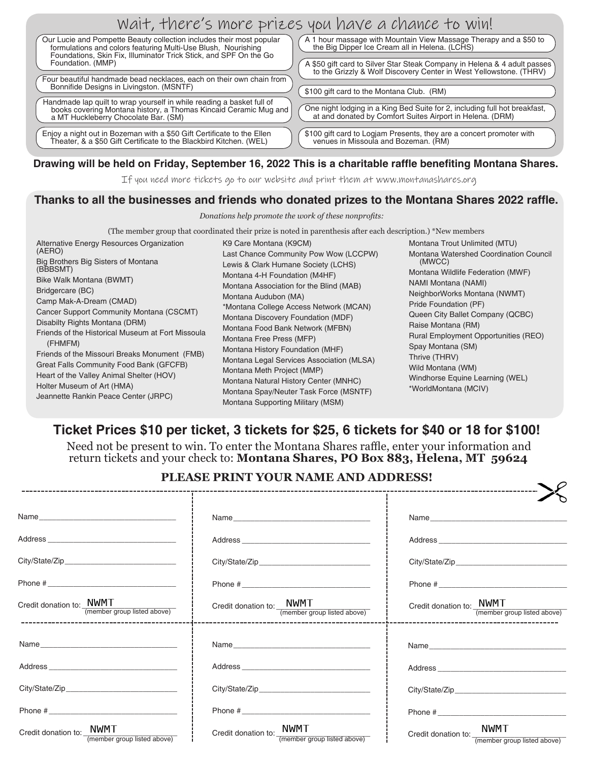## Wait, there's more prizes you have a chance to win!

Our Lucie and Pompette Beauty collection includes their most popular formulations and colors featuring Multi-Use Blush, Nourishing Foundations, Skin Fix, Illuminator Trick Stick, and SPF On the Go Foundation. (MMP)

Four beautiful handmade bead necklaces, each on their own chain from Bonnifide Designs in Livingston. (MSNTF)

Handmade lap quilt to wrap yourself in while reading a basket full of books covering Montana history, a Thomas Kincaid Ceramic Mug and a MT Huckleberry Chocolate Bar. (SM)

Enjoy a night out in Bozeman with a $50 Gift Certificate to the Ellen Theater, & a $50 Gift Certificate to the Blackbird Kitchen. (WEL)

A 1 hour massage with Mountain View Massage Therapy and a $50 to the Big Dipper Ice Cream all in Helena. (LCHS)

A $50 gift card to Silver Star Steak Company in Helena & 4 adult passes to the Grizzly & Wolf Discovery Center in West Yellowstone. (THRV)

$100 gift card to the Montana Club. (RM)

One night lodging in a King Bed Suite for 2, including full hot breakfast, at and donated by Comfort Suites Airport in Helena. (DRM)

$100 gift card to Logjam Presents, they are a concert promoter with venues in Missoula and Bozeman. (RM)

**Drawing will be held on Friday, September 16, 2022 This is a charitable raffle benefiting Montana Shares.**

If you need more tickets go to our website and print them at www.montanashares.org

## Thanks to all the businesses and friends who donated prizes to the Montana Shares 2022 raffle.

*Donations help promote the work of these nonprofits:*

(The member group that coordinated their prize is noted in parenthesis after each description.) *New members

- Alternative Energy Resources Organization (AERO)
- Big Brothers Big Sisters of Montana (BBBSMT)
- Bike Walk Montana (BWMT)
- Bridgercare (BC)
- Camp Mak-A-Dream (CMAD)
- Cancer Support Community Montana (CSCMT)
- Disabilty Rights Montana (DRM)
- Friends of the Historical Museum at Fort Missoula (FHMFM)
- Friends of the Missouri Breaks Monument (FMB)
- Great Falls Community Food Bank (GFCFB)
- Heart of the Valley Animal Shelter (HOV)
- Holter Museum of Art (HMA)
- Jeannette Rankin Peace Center (JRPC)
- K9 Care Montana (K9CM)
- Last Chance Community Pow Wow (LCCPW)
- Lewis & Clark Humane Society (LCHS)
- Montana 4-H Foundation (M4HF)
- Montana Association for the Blind (MAB)
- Montana Audubon (MA)
- *Montana College Access Network (MCAN)
- Montana Discovery Foundation (MDF)
- Montana Food Bank Network (MFBN)
- Montana Free Press (MFP)
- Montana History Foundation (MHF)
- Montana Legal Services Association (MLSA)
- Montana Meth Project (MMP)
- Montana Natural History Center (MNHC)
- Montana Spay/Neuter Task Force (MSNTF)
- Montana Supporting Military (MSM)
- Montana Trout Unlimited (MTU)
- Montana Watershed Coordination Council (MWCC)
- Montana Wildlife Federation (MWF)
- NAMI Montana (NAMI)
- NeighborWorks Montana (NWMT)
- Pride Foundation (PF)
- Queen City Ballet Company (QCBC)
- Raise Montana (RM)
- Rural Employment Opportunities (REO)
- Spay Montana (SM)
- Thrive (THRV)
- Wild Montana (WM)
- Windhorse Equine Learning (WEL)
- *WorldMontana (MCIV)

## Ticket Prices $10 per ticket, 3 tickets for $25, 6 tickets for $40 or 18 for $100!

Need not be present to win. To enter the Montana Shares raffle, enter your information and return tickets and your check to: **Montana Shares, PO Box 883, Helena, MT 59624**

**PLEASE PRINT YOUR NAME AND ADDRESS!**

Name\
Address\
City/State/Zip\
Phone #\
Credit donation to: NWMT (member group listed above)

Name\
Address\
City/State/Zip\
Phone #\
Credit donation to: NWMT (member group listed above)

Name\
Address\
City/State/Zip\
Phone #\
Credit donation to: NWMT (member group listed above)

Name\
Address\
City/State/Zip\
Phone #\
Credit donation to: NWMT (member group listed above)

Name\
Address\
City/State/Zip\
Phone #\
Credit donation to: NWMT (member group listed above)

Name\
Address\
City/State/Zip\
Phone #\
Credit donation to: NWMT (member group listed above)